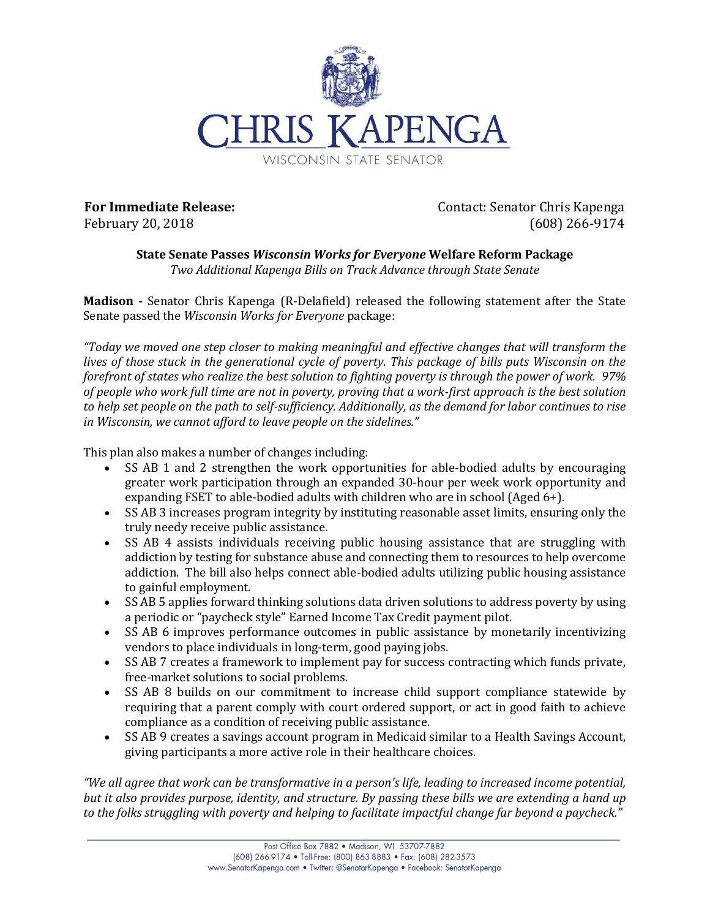# CHRIS KAPENGA

WISCONSIN STATE SENATOR

**For Immediate Release:**
February 20, 2018

Contact: Senator Chris Kapenga
(608) 266-9174

**State Senate Passes *Wisconsin Works for Everyone* Welfare Reform Package**

*Two Additional Kapenga Bills on Track Advance through State Senate*

**Madison -** Senator Chris Kapenga (R-Delafield) released the following statement after the State Senate passed the *Wisconsin Works for Everyone* package:

*"Today we moved one step closer to making meaningful and effective changes that will transform the lives of those stuck in the generational cycle of poverty. This package of bills puts Wisconsin on the forefront of states who realize the best solution to fighting poverty is through the power of work. 97% of people who work full time are not in poverty, proving that a work-first approach is the best solution to help set people on the path to self-sufficiency. Additionally, as the demand for labor continues to rise in Wisconsin, we cannot afford to leave people on the sidelines."*

This plan also makes a number of changes including:

- SS AB 1 and 2 strengthen the work opportunities for able-bodied adults by encouraging greater work participation through an expanded 30-hour per week work opportunity and expanding FSET to able-bodied adults with children who are in school (Aged 6+).
- SS AB 3 increases program integrity by instituting reasonable asset limits, ensuring only the truly needy receive public assistance.
- SS AB 4 assists individuals receiving public housing assistance that are struggling with addiction by testing for substance abuse and connecting them to resources to help overcome addiction. The bill also helps connect able-bodied adults utilizing public housing assistance to gainful employment.
- SS AB 5 applies forward thinking solutions data driven solutions to address poverty by using a periodic or "paycheck style" Earned Income Tax Credit payment pilot.
- SS AB 6 improves performance outcomes in public assistance by monetarily incentivizing vendors to place individuals in long-term, good paying jobs.
- SS AB 7 creates a framework to implement pay for success contracting which funds private, free-market solutions to social problems.
- SS AB 8 builds on our commitment to increase child support compliance statewide by requiring that a parent comply with court ordered support, or act in good faith to achieve compliance as a condition of receiving public assistance.
- SS AB 9 creates a savings account program in Medicaid similar to a Health Savings Account, giving participants a more active role in their healthcare choices.

*"We all agree that work can be transformative in a person's life, leading to increased income potential, but it also provides purpose, identity, and structure. By passing these bills we are extending a hand up to the folks struggling with poverty and helping to facilitate impactful change far beyond a paycheck."*

Post Office Box 7882 • Madison, WI 53707-7882
(608) 266-9174 • Toll-Free: (800) 863-8883 • Fax: (608) 282-3573
www.SenatorKapenga.com • Twitter: @SenatorKapenga • Facebook: SenatorKapenga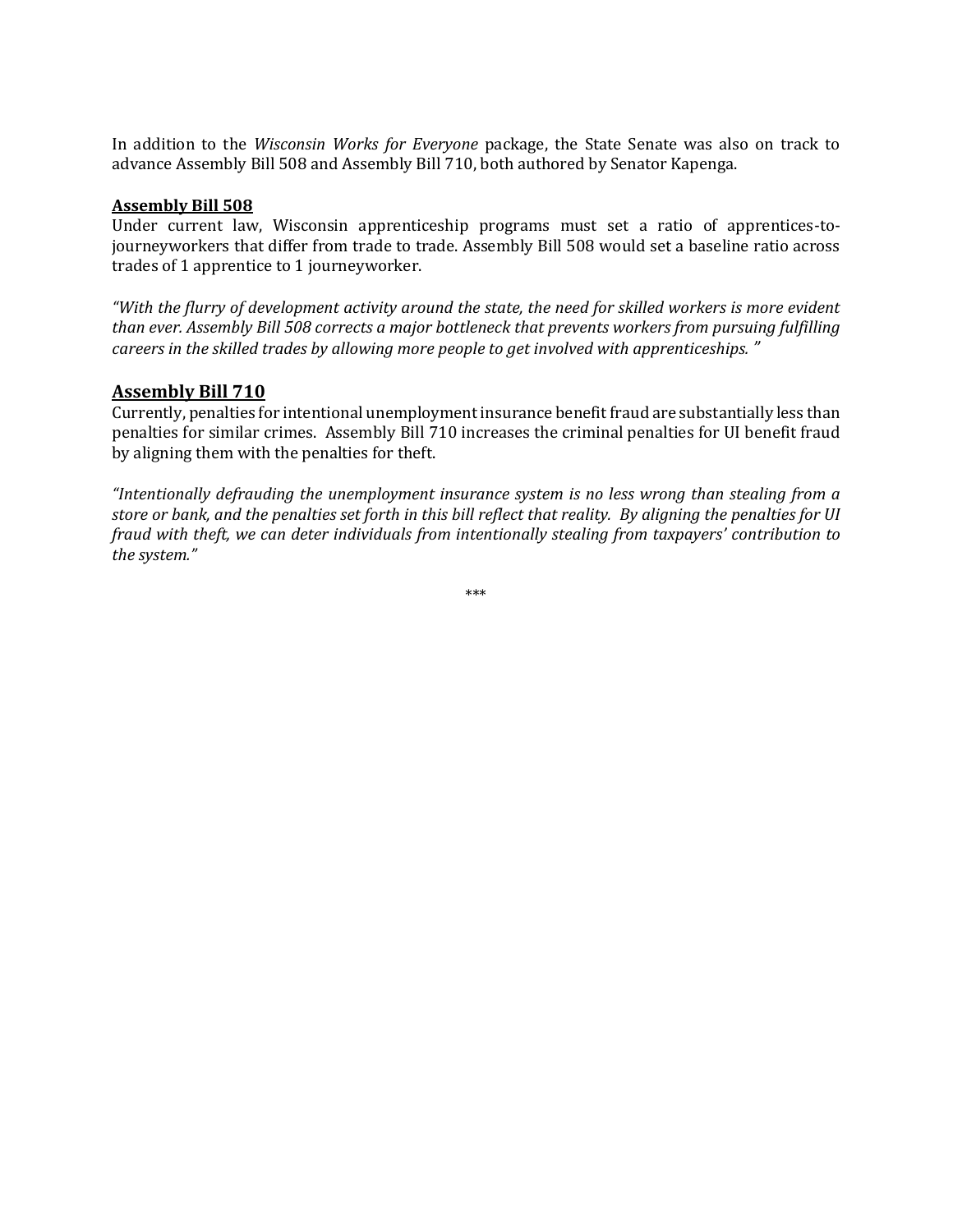In addition to the *Wisconsin Works for Everyone* package, the State Senate was also on track to advance Assembly Bill 508 and Assembly Bill 710, both authored by Senator Kapenga.

**Assembly Bill 508**

Under current law, Wisconsin apprenticeship programs must set a ratio of apprentices-to-journeyworkers that differ from trade to trade. Assembly Bill 508 would set a baseline ratio across trades of 1 apprentice to 1 journeyworker.

*"With the flurry of development activity around the state, the need for skilled workers is more evident than ever. Assembly Bill 508 corrects a major bottleneck that prevents workers from pursuing fulfilling careers in the skilled trades by allowing more people to get involved with apprenticeships. "*

**Assembly Bill 710**

Currently, penalties for intentional unemployment insurance benefit fraud are substantially less than penalties for similar crimes. Assembly Bill 710 increases the criminal penalties for UI benefit fraud by aligning them with the penalties for theft.

*"Intentionally defrauding the unemployment insurance system is no less wrong than stealing from a store or bank, and the penalties set forth in this bill reflect that reality. By aligning the penalties for UI fraud with theft, we can deter individuals from intentionally stealing from taxpayers' contribution to the system."*

***